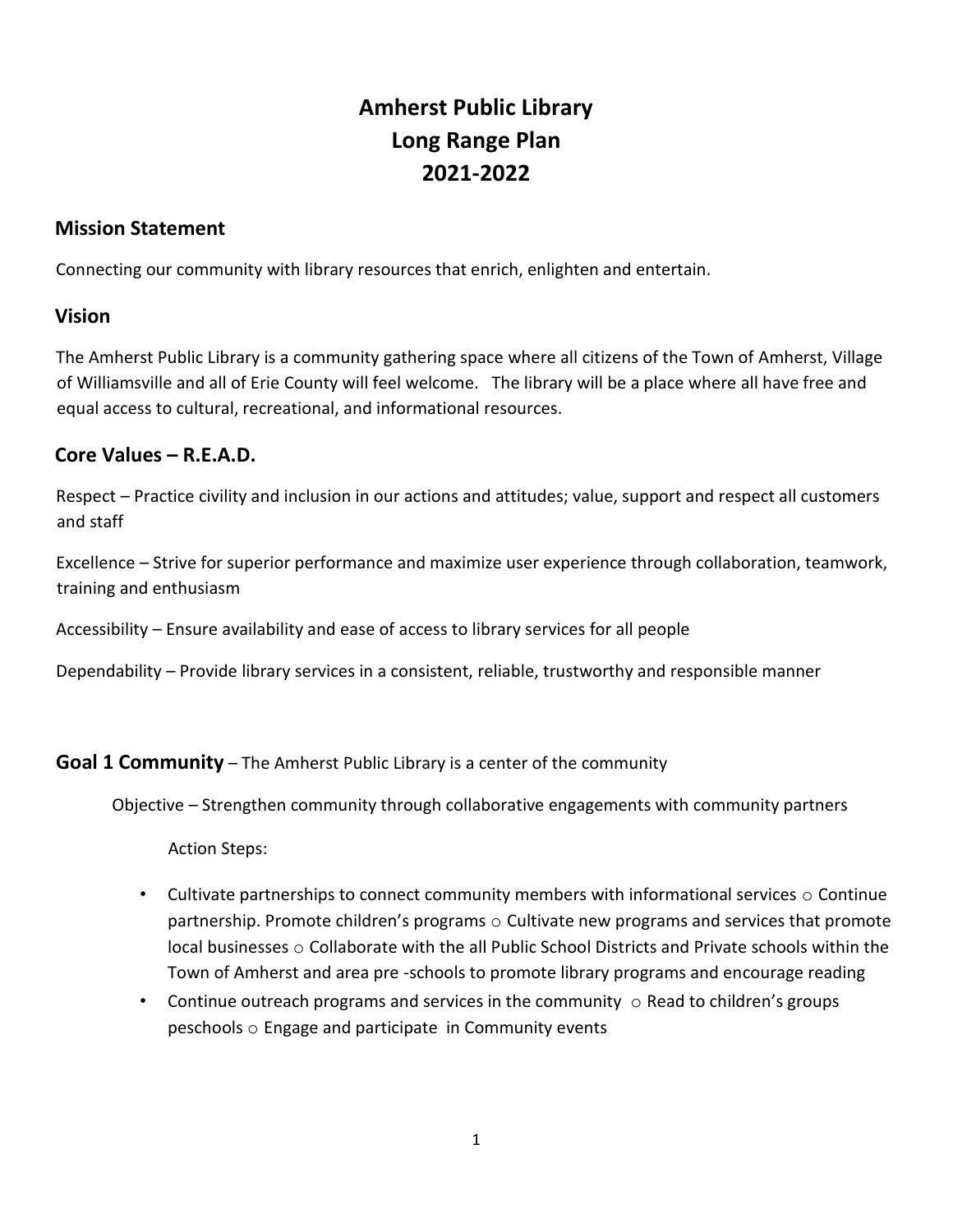# Amherst Public Library
# Long Range Plan
# 2021-2022

## Mission Statement

Connecting our community with library resources that enrich, enlighten and entertain.

## Vision

The Amherst Public Library is a community gathering space where all citizens of the Town of Amherst, Village of Williamsville and all of Erie County will feel welcome. The library will be a place where all have free and equal access to cultural, recreational, and informational resources.

## Core Values – R.E.A.D.

Respect – Practice civility and inclusion in our actions and attitudes; value, support and respect all customers and staff

Excellence – Strive for superior performance and maximize user experience through collaboration, teamwork, training and enthusiasm

Accessibility – Ensure availability and ease of access to library services for all people

Dependability – Provide library services in a consistent, reliable, trustworthy and responsible manner

**Goal 1 Community** – The Amherst Public Library is a center of the community

Objective – Strengthen community through collaborative engagements with community partners

Action Steps:

- Cultivate partnerships to connect community members with informational services ○ Continue partnership. Promote children's programs ○ Cultivate new programs and services that promote local businesses ○ Collaborate with the all Public School Districts and Private schools within the Town of Amherst and area pre -schools to promote library programs and encourage reading
- Continue outreach programs and services in the community ○ Read to children's groups peschools ○ Engage and participate in Community events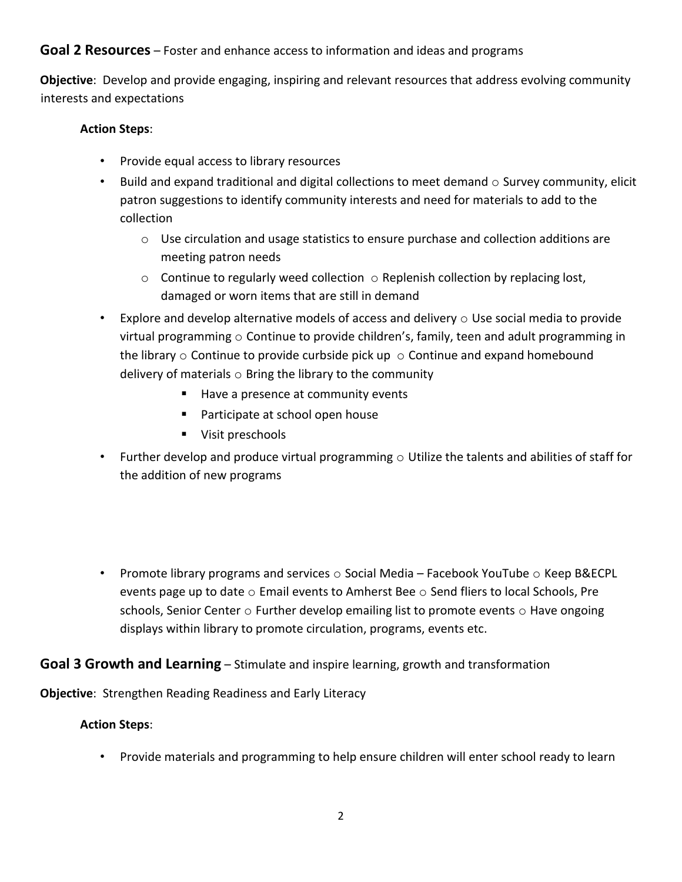**Goal 2 Resources** – Foster and enhance access to information and ideas and programs

**Objective**: Develop and provide engaging, inspiring and relevant resources that address evolving community interests and expectations

**Action Steps**:

- Provide equal access to library resources
- Build and expand traditional and digital collections to meet demand
  - Survey community, elicit patron suggestions to identify community interests and need for materials to add to the collection
  - Use circulation and usage statistics to ensure purchase and collection additions are meeting patron needs
  - Continue to regularly weed collection
  - Replenish collection by replacing lost, damaged or worn items that are still in demand
- Explore and develop alternative models of access and delivery
  - Use social media to provide virtual programming
  - Continue to provide children's, family, teen and adult programming in the library
  - Continue to provide curbside pick up
  - Continue and expand homebound delivery of materials
  - Bring the library to the community
    - Have a presence at community events
    - Participate at school open house
    - Visit preschools
- Further develop and produce virtual programming
  - Utilize the talents and abilities of staff for the addition of new programs
- Promote library programs and services
  - Social Media – Facebook YouTube
  - Keep B&ECPL events page up to date
  - Email events to Amherst Bee
  - Send fliers to local Schools, Pre schools, Senior Center
  - Further develop emailing list to promote events
  - Have ongoing displays within library to promote circulation, programs, events etc.

**Goal 3 Growth and Learning** – Stimulate and inspire learning, growth and transformation

**Objective**: Strengthen Reading Readiness and Early Literacy

**Action Steps**:

- Provide materials and programming to help ensure children will enter school ready to learn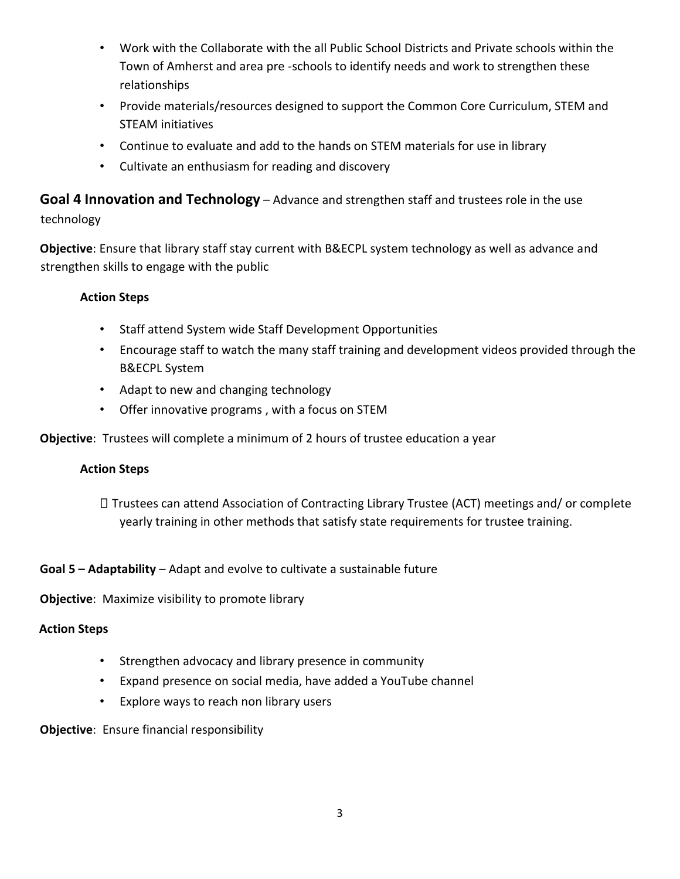- Work with the Collaborate with the all Public School Districts and Private schools within the Town of Amherst and area pre -schools to identify needs and work to strengthen these relationships
- Provide materials/resources designed to support the Common Core Curriculum, STEM and STEAM initiatives
- Continue to evaluate and add to the hands on STEM materials for use in library
- Cultivate an enthusiasm for reading and discovery

**Goal 4 Innovation and Technology** – Advance and strengthen staff and trustees role in the use technology

**Objective**: Ensure that library staff stay current with B&ECPL system technology as well as advance and strengthen skills to engage with the public

**Action Steps**

- Staff attend System wide Staff Development Opportunities
- Encourage staff to watch the many staff training and development videos provided through the B&ECPL System
- Adapt to new and changing technology
- Offer innovative programs , with a focus on STEM

**Objective**: Trustees will complete a minimum of 2 hours of trustee education a year

**Action Steps**

- Trustees can attend Association of Contracting Library Trustee (ACT) meetings and/ or complete yearly training in other methods that satisfy state requirements for trustee training.

**Goal 5 – Adaptability** – Adapt and evolve to cultivate a sustainable future

**Objective**: Maximize visibility to promote library

**Action Steps**

- Strengthen advocacy and library presence in community
- Expand presence on social media, have added a YouTube channel
- Explore ways to reach non library users

**Objective**: Ensure financial responsibility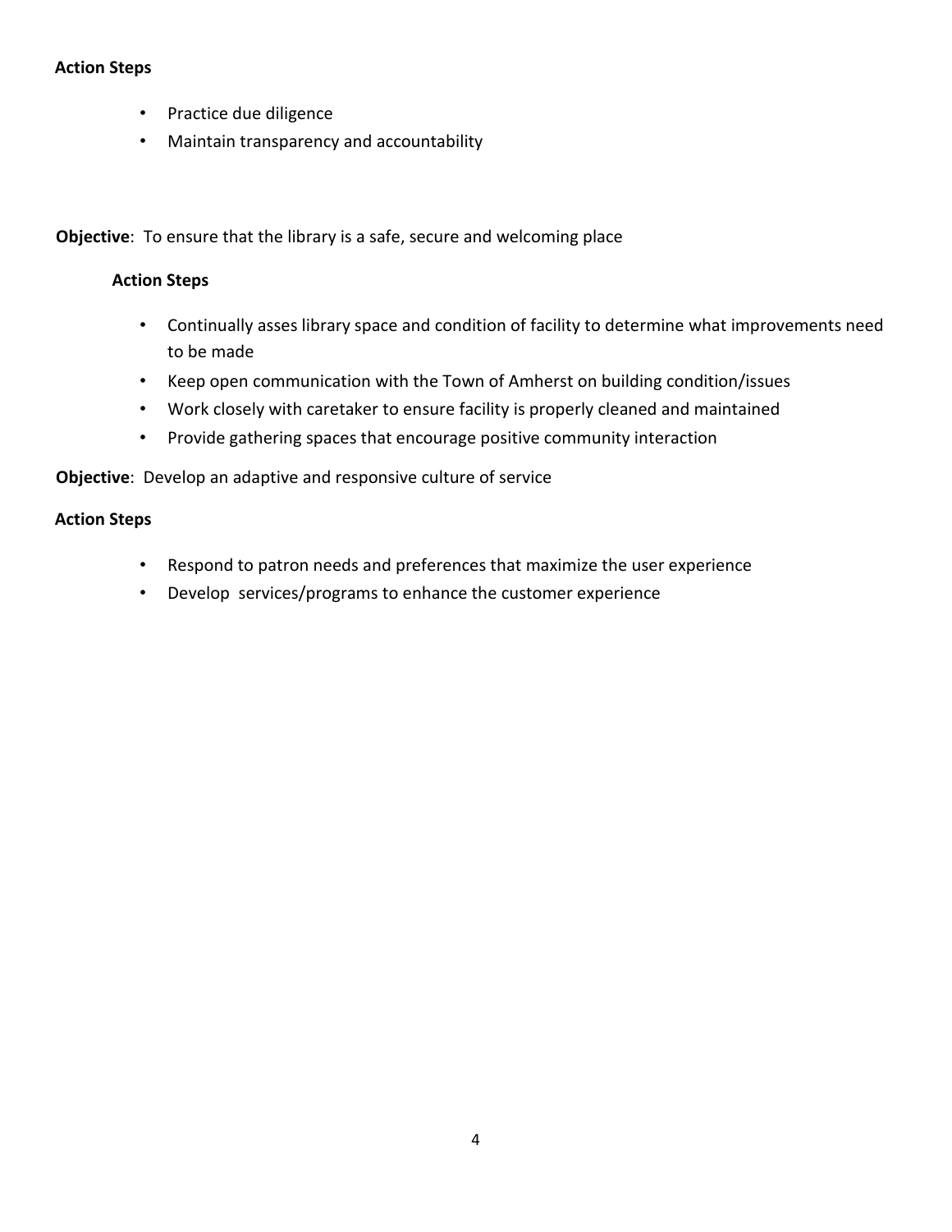**Action Steps**

- Practice due diligence
- Maintain transparency and accountability

**Objective**: To ensure that the library is a safe, secure and welcoming place

**Action Steps**

- Continually asses library space and condition of facility to determine what improvements need to be made
- Keep open communication with the Town of Amherst on building condition/issues
- Work closely with caretaker to ensure facility is properly cleaned and maintained
- Provide gathering spaces that encourage positive community interaction

**Objective**: Develop an adaptive and responsive culture of service

**Action Steps**

- Respond to patron needs and preferences that maximize the user experience
- Develop services/programs to enhance the customer experience